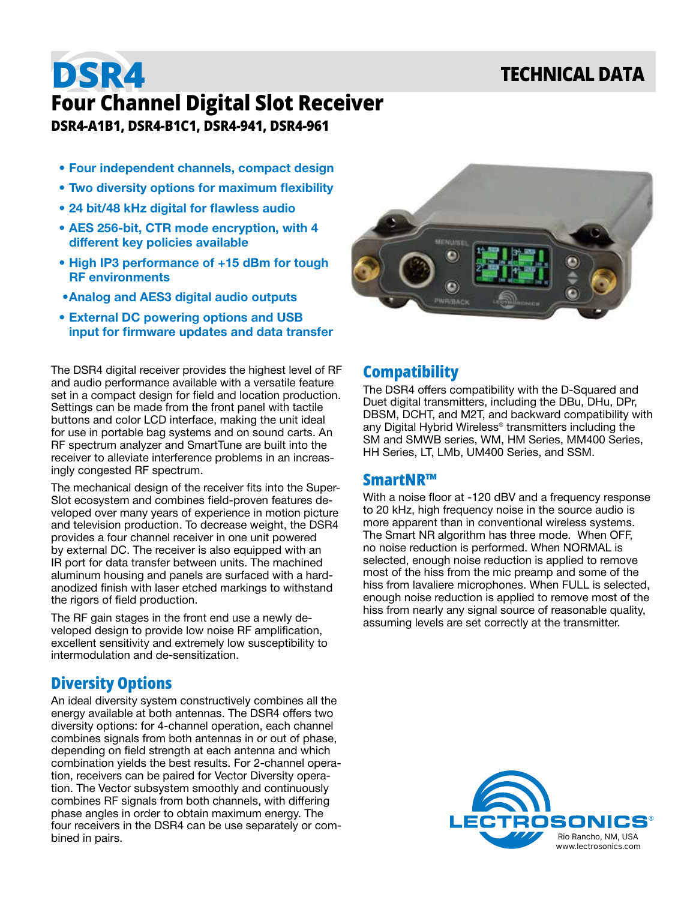# DSR4

**TECHNICAL DATA**

## Four Channel Digital Slot Receiver

**DSR4-A1B1, DSR4-B1C1, DSR4-941, DSR4-961**

- **Four independent channels, compact design**
- **Two diversity options for maximum flexibility**
- **24 bit/48 kHz digital for flawless audio**
- **AES 256-bit, CTR mode encryption, with 4 different key policies available**
- **High IP3 performance of +15 dBm for tough RF environments**
- **Analog and AES3 digital audio outputs**
- **External DC powering options and USB input for firmware updates and data transfer**

The DSR4 digital receiver provides the highest level of RF and audio performance available with a versatile feature set in a compact design for field and location production. Settings can be made from the front panel with tactile buttons and color LCD interface, making the unit ideal for use in portable bag systems and on sound carts. An RF spectrum analyzer and SmartTune are built into the receiver to alleviate interference problems in an increasingly congested RF spectrum.

The mechanical design of the receiver fits into the Super-Slot ecosystem and combines field-proven features developed over many years of experience in motion picture and television production. To decrease weight, the DSR4 provides a four channel receiver in one unit powered by external DC. The receiver is also equipped with an IR port for data transfer between units. The machined aluminum housing and panels are surfaced with a hard-anodized finish with laser etched markings to withstand the rigors of field production.

The RF gain stages in the front end use a newly developed design to provide low noise RF amplification, excellent sensitivity and extremely low susceptibility to intermodulation and de-sensitization.

## Diversity Options

An ideal diversity system constructively combines all the energy available at both antennas. The DSR4 offers two diversity options: for 4-channel operation, each channel combines signals from both antennas in or out of phase, depending on field strength at each antenna and which combination yields the best results. For 2-channel operation, receivers can be paired for Vector Diversity operation. The Vector subsystem smoothly and continuously combines RF signals from both channels, with differing phase angles in order to obtain maximum energy. The four receivers in the DSR4 can be use separately or combined in pairs.

## Compatibility

The DSR4 offers compatibility with the D-Squared and Duet digital transmitters, including the DBu, DHu, DPr, DBSM, DCHT, and M2T, and backward compatibility with any Digital Hybrid Wireless® transmitters including the SM and SMWB series, WM, HM Series, MM400 Series, HH Series, LT, LMb, UM400 Series, and SSM.

## SmartNR™

With a noise floor at -120 dBV and a frequency response to 20 kHz, high frequency noise in the source audio is more apparent than in conventional wireless systems. The Smart NR algorithm has three mode. When OFF, no noise reduction is performed. When NORMAL is selected, enough noise reduction is applied to remove most of the hiss from the mic preamp and some of the hiss from lavaliere microphones. When FULL is selected, enough noise reduction is applied to remove most of the hiss from nearly any signal source of reasonable quality, assuming levels are set correctly at the transmitter.

LECTROSONICS®
Rio Rancho, NM, USA
www.lectrosonics.com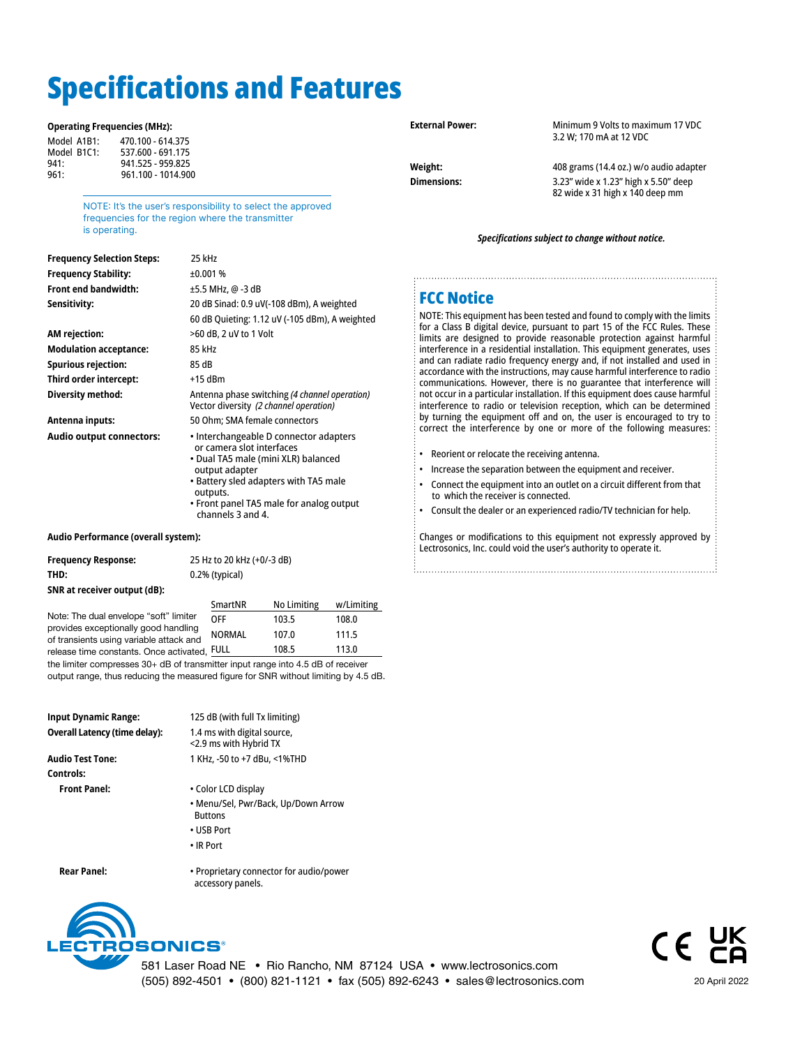# Specifications and Features

**Operating Frequencies (MHz):**

| | |
|---|---|
| Model A1B1: | 470.100 - 614.375 |
| Model B1C1: | 537.600 - 691.175 |
| 941: | 941.525 - 959.825 |
| 961: | 961.100 - 1014.900 |

NOTE: It's the user's responsibility to select the approved frequencies for the region where the transmitter is operating.

**Frequency Selection Steps:** 25 kHz

**Frequency Stability:** ±0.001 %

**Front end bandwidth:** ±5.5 MHz, @ -3 dB

**Sensitivity:** 20 dB Sinad: 0.9 uV(-108 dBm), A weighted
60 dB Quieting: 1.12 uV (-105 dBm), A weighted

**AM rejection:** >60 dB, 2 uV to 1 Volt

**Modulation acceptance:** 85 kHz

**Spurious rejection:** 85 dB

**Third order intercept:** +15 dBm

**Diversity method:** Antenna phase switching *(4 channel operation)*
Vector diversity *(2 channel operation)*

**Antenna inputs:** 50 Ohm; SMA female connectors

**Audio output connectors:**
- Interchangeable D connector adapters or camera slot interfaces
- Dual TA5 male (mini XLR) balanced output adapter
- Battery sled adapters with TA5 male outputs.
- Front panel TA5 male for analog output channels 3 and 4.

**Audio Performance (overall system):**

**Frequency Response:** 25 Hz to 20 kHz (+0/-3 dB)

**THD:** 0.2% (typical)

**SNR at receiver output (dB):**

| SmartNR | No Limiting | w/Limiting |
|---|---|---|
| OFF | 103.5 | 108.0 |
| NORMAL | 107.0 | 111.5 |
| FULL | 108.5 | 113.0 |

Note: The dual envelope "soft" limiter provides exceptionally good handling of transients using variable attack and release time constants. Once activated, the limiter compresses 30+ dB of transmitter input range into 4.5 dB of receiver output range, thus reducing the measured figure for SNR without limiting by 4.5 dB.

**Input Dynamic Range:** 125 dB (with full Tx limiting)

**Overall Latency (time delay):** 1.4 ms with digital source, <2.9 ms with Hybrid TX

**Audio Test Tone:** 1 KHz, -50 to +7 dBu, <1%THD

**Controls:**

**Front Panel:**
- Color LCD display
- Menu/Sel, Pwr/Back, Up/Down Arrow Buttons
- USB Port
- IR Port

**Rear Panel:**
- Proprietary connector for audio/power accessory panels.

**External Power:** Minimum 9 Volts to maximum 17 VDC
3.2 W; 170 mA at 12 VDC

**Weight:** 408 grams (14.4 oz.) w/o audio adapter

**Dimensions:** 3.23" wide x 1.23" high x 5.50" deep
82 wide x 31 high x 140 deep mm

***Specifications subject to change without notice.***

## FCC Notice

NOTE: This equipment has been tested and found to comply with the limits for a Class B digital device, pursuant to part 15 of the FCC Rules. These limits are designed to provide reasonable protection against harmful interference in a residential installation. This equipment generates, uses and can radiate radio frequency energy and, if not installed and used in accordance with the instructions, may cause harmful interference to radio communications. However, there is no guarantee that interference will not occur in a particular installation. If this equipment does cause harmful interference to radio or television reception, which can be determined by turning the equipment off and on, the user is encouraged to try to correct the interference by one or more of the following measures:

- Reorient or relocate the receiving antenna.
- Increase the separation between the equipment and receiver.
- Connect the equipment into an outlet on a circuit different from that to which the receiver is connected.
- Consult the dealer or an experienced radio/TV technician for help.

Changes or modifications to this equipment not expressly approved by Lectrosonics, Inc. could void the user's authority to operate it.

LECTROSONICS®

581 Laser Road NE • Rio Rancho, NM 87124 USA • www.lectrosonics.com
(505) 892-4501 • (800) 821-1121 • fax (505) 892-6243 • sales@lectrosonics.com

CE UK CA

20 April 2022